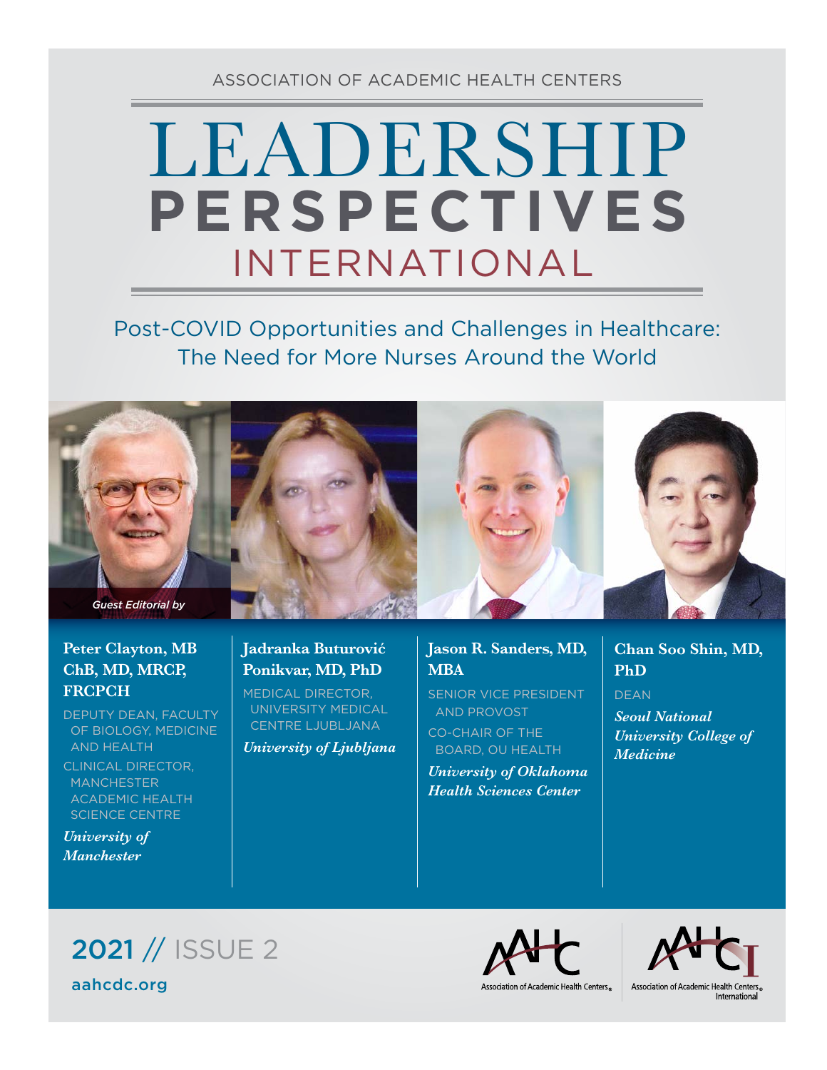ASSOCIATION OF ACADEMIC HEALTH CENTERS

# LEADERSHIP PERSPECTIVES INTERNATIONAL

## Post-COVID Opportunities and Challenges in Healthcare: The Need for More Nurses Around the World

*Guest Editorial by*

**Peter Clayton, MB ChB, MD, MRCP, FRCPCH**

DEPUTY DEAN, FACULTY OF BIOLOGY, MEDICINE AND HEALTH

CLINICAL DIRECTOR, MANCHESTER ACADEMIC HEALTH SCIENCE CENTRE

***University of Manchester***

**Jadranka Buturović Ponikvar, MD, PhD**

MEDICAL DIRECTOR, UNIVERSITY MEDICAL CENTRE LJUBLJANA

***University of Ljubljana***

**Jason R. Sanders, MD, MBA**

SENIOR VICE PRESIDENT AND PROVOST

CO-CHAIR OF THE BOARD, OU HEALTH

***University of Oklahoma Health Sciences Center***

**Chan Soo Shin, MD, PhD**

DEAN

***Seoul National University College of Medicine***

2021 // ISSUE 2

aahcdc.org

Association of Academic Health Centers

Association of Academic Health Centers International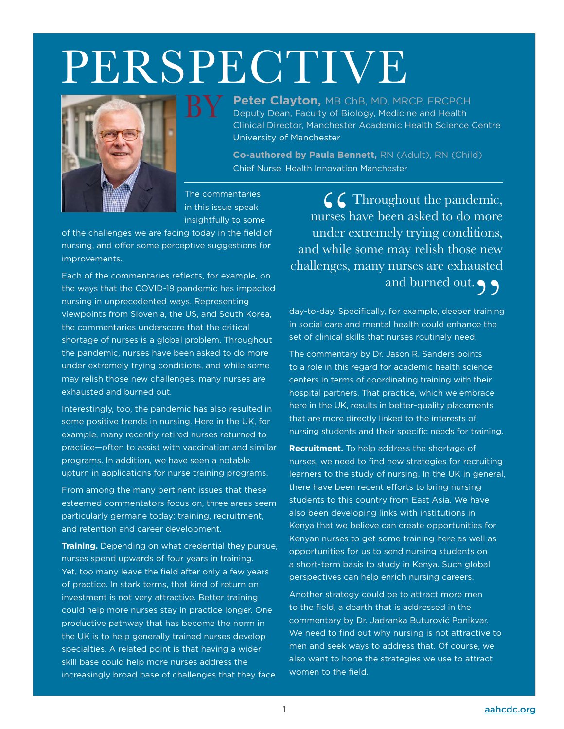# PERSPECTIVE

BY **Peter Clayton,** MB ChB, MD, MRCP, FRCPCH
Deputy Dean, Faculty of Biology, Medicine and Health
Clinical Director, Manchester Academic Health Science Centre
University of Manchester

**Co-authored by Paula Bennett,** RN (Adult), RN (Child)
Chief Nurse, Health Innovation Manchester

The commentaries in this issue speak insightfully to some of the challenges we are facing today in the field of nursing, and offer some perceptive suggestions for improvements.

Each of the commentaries reflects, for example, on the ways that the COVID-19 pandemic has impacted nursing in unprecedented ways. Representing viewpoints from Slovenia, the US, and South Korea, the commentaries underscore that the critical shortage of nurses is a global problem. Throughout the pandemic, nurses have been asked to do more under extremely trying conditions, and while some may relish those new challenges, many nurses are exhausted and burned out.

> "Throughout the pandemic, nurses have been asked to do more under extremely trying conditions, and while some may relish those new challenges, many nurses are exhausted and burned out."

Interestingly, too, the pandemic has also resulted in some positive trends in nursing. Here in the UK, for example, many recently retired nurses returned to practice—often to assist with vaccination and similar programs. In addition, we have seen a notable upturn in applications for nurse training programs.

From among the many pertinent issues that these esteemed commentators focus on, three areas seem particularly germane today: training, recruitment, and retention and career development.

**Training.** Depending on what credential they pursue, nurses spend upwards of four years in training. Yet, too many leave the field after only a few years of practice. In stark terms, that kind of return on investment is not very attractive. Better training could help more nurses stay in practice longer. One productive pathway that has become the norm in the UK is to help generally trained nurses develop specialties. A related point is that having a wider skill base could help more nurses address the increasingly broad base of challenges that they face day-to-day. Specifically, for example, deeper training in social care and mental health could enhance the set of clinical skills that nurses routinely need.

The commentary by Dr. Jason R. Sanders points to a role in this regard for academic health science centers in terms of coordinating training with their hospital partners. That practice, which we embrace here in the UK, results in better-quality placements that are more directly linked to the interests of nursing students and their specific needs for training.

**Recruitment.** To help address the shortage of nurses, we need to find new strategies for recruiting learners to the study of nursing. In the UK in general, there have been recent efforts to bring nursing students to this country from East Asia. We have also been developing links with institutions in Kenya that we believe can create opportunities for Kenyan nurses to get some training here as well as opportunities for us to send nursing students on a short-term basis to study in Kenya. Such global perspectives can help enrich nursing careers.

Another strategy could be to attract more men to the field, a dearth that is addressed in the commentary by Dr. Jadranka Buturović Ponikvar. We need to find out why nursing is not attractive to men and seek ways to address that. Of course, we also want to hone the strategies we use to attract women to the field.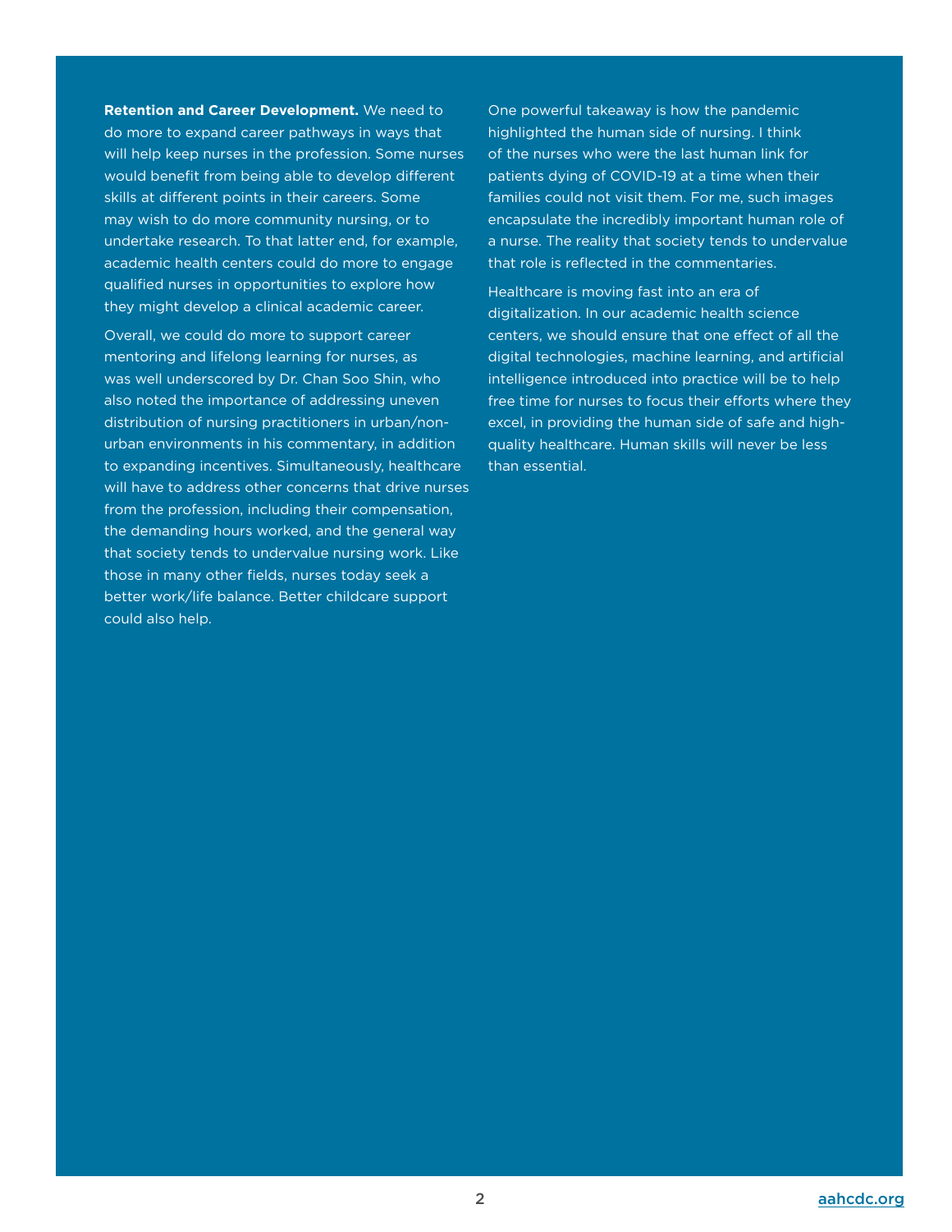**Retention and Career Development.** We need to do more to expand career pathways in ways that will help keep nurses in the profession. Some nurses would benefit from being able to develop different skills at different points in their careers. Some may wish to do more community nursing, or to undertake research. To that latter end, for example, academic health centers could do more to engage qualified nurses in opportunities to explore how they might develop a clinical academic career.

Overall, we could do more to support career mentoring and lifelong learning for nurses, as was well underscored by Dr. Chan Soo Shin, who also noted the importance of addressing uneven distribution of nursing practitioners in urban/non-urban environments in his commentary, in addition to expanding incentives. Simultaneously, healthcare will have to address other concerns that drive nurses from the profession, including their compensation, the demanding hours worked, and the general way that society tends to undervalue nursing work. Like those in many other fields, nurses today seek a better work/life balance. Better childcare support could also help.

One powerful takeaway is how the pandemic highlighted the human side of nursing. I think of the nurses who were the last human link for patients dying of COVID-19 at a time when their families could not visit them. For me, such images encapsulate the incredibly important human role of a nurse. The reality that society tends to undervalue that role is reflected in the commentaries.

Healthcare is moving fast into an era of digitalization. In our academic health science centers, we should ensure that one effect of all the digital technologies, machine learning, and artificial intelligence introduced into practice will be to help free time for nurses to focus their efforts where they excel, in providing the human side of safe and high-quality healthcare. Human skills will never be less than essential.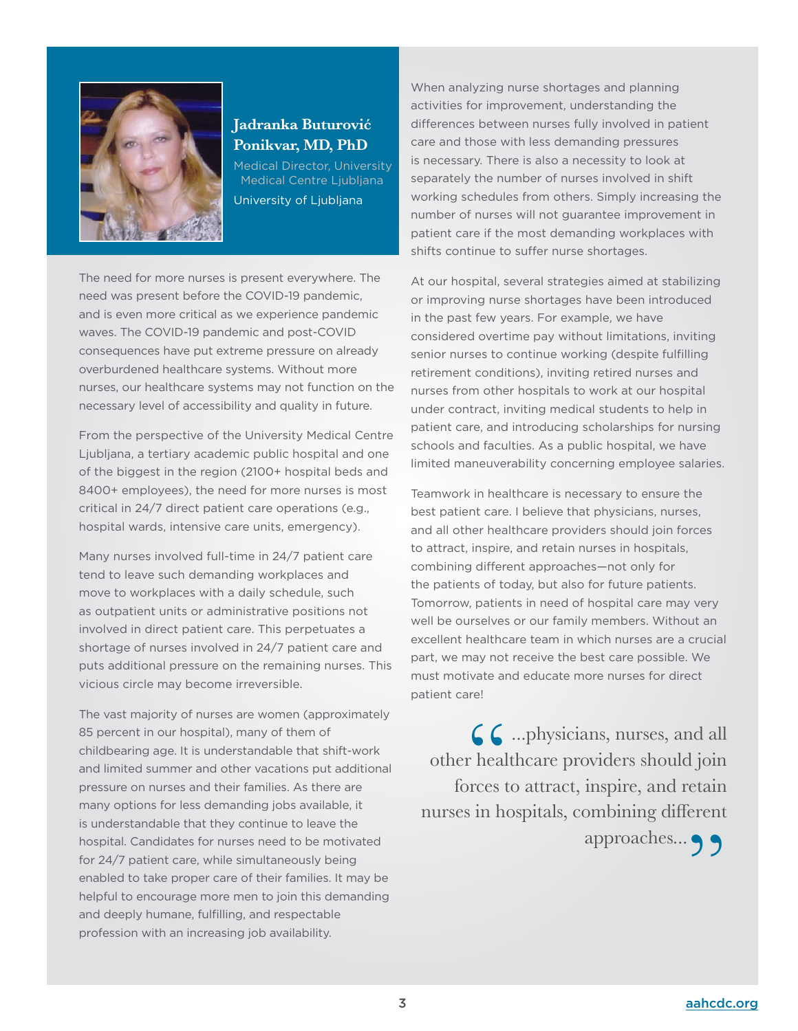**Jadranka Buturović Ponikvar, MD, PhD**

Medical Director, University Medical Centre Ljubljana

University of Ljubljana

The need for more nurses is present everywhere. The need was present before the COVID-19 pandemic, and is even more critical as we experience pandemic waves. The COVID-19 pandemic and post-COVID consequences have put extreme pressure on already overburdened healthcare systems. Without more nurses, our healthcare systems may not function on the necessary level of accessibility and quality in future.

From the perspective of the University Medical Centre Ljubljana, a tertiary academic public hospital and one of the biggest in the region (2100+ hospital beds and 8400+ employees), the need for more nurses is most critical in 24/7 direct patient care operations (e.g., hospital wards, intensive care units, emergency).

Many nurses involved full-time in 24/7 patient care tend to leave such demanding workplaces and move to workplaces with a daily schedule, such as outpatient units or administrative positions not involved in direct patient care. This perpetuates a shortage of nurses involved in 24/7 patient care and puts additional pressure on the remaining nurses. This vicious circle may become irreversible.

The vast majority of nurses are women (approximately 85 percent in our hospital), many of them of childbearing age. It is understandable that shift-work and limited summer and other vacations put additional pressure on nurses and their families. As there are many options for less demanding jobs available, it is understandable that they continue to leave the hospital. Candidates for nurses need to be motivated for 24/7 patient care, while simultaneously being enabled to take proper care of their families. It may be helpful to encourage more men to join this demanding and deeply humane, fulfilling, and respectable profession with an increasing job availability.

When analyzing nurse shortages and planning activities for improvement, understanding the differences between nurses fully involved in patient care and those with less demanding pressures is necessary. There is also a necessity to look at separately the number of nurses involved in shift working schedules from others. Simply increasing the number of nurses will not guarantee improvement in patient care if the most demanding workplaces with shifts continue to suffer nurse shortages.

At our hospital, several strategies aimed at stabilizing or improving nurse shortages have been introduced in the past few years. For example, we have considered overtime pay without limitations, inviting senior nurses to continue working (despite fulfilling retirement conditions), inviting retired nurses and nurses from other hospitals to work at our hospital under contract, inviting medical students to help in patient care, and introducing scholarships for nursing schools and faculties. As a public hospital, we have limited maneuverability concerning employee salaries.

Teamwork in healthcare is necessary to ensure the best patient care. I believe that physicians, nurses, and all other healthcare providers should join forces to attract, inspire, and retain nurses in hospitals, combining different approaches—not only for the patients of today, but also for future patients. Tomorrow, patients in need of hospital care may very well be ourselves or our family members. Without an excellent healthcare team in which nurses are a crucial part, we may not receive the best care possible. We must motivate and educate more nurses for direct patient care!

> “...physicians, nurses, and all other healthcare providers should join forces to attract, inspire, and retain nurses in hospitals, combining different approaches...”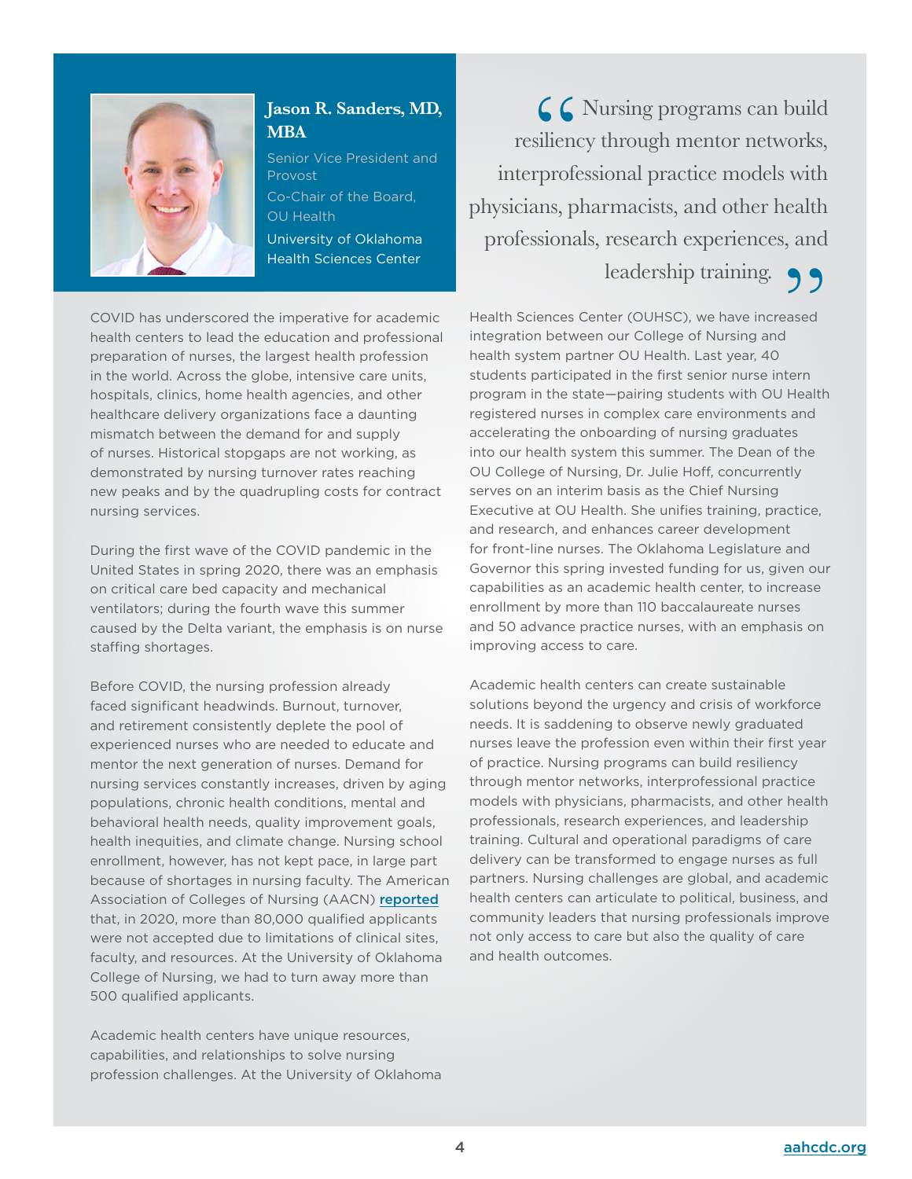**Jason R. Sanders, MD, MBA**

Senior Vice President and Provost

Co-Chair of the Board, OU Health

University of Oklahoma Health Sciences Center

> "Nursing programs can build resiliency through mentor networks, interprofessional practice models with physicians, pharmacists, and other health professionals, research experiences, and leadership training."

COVID has underscored the imperative for academic health centers to lead the education and professional preparation of nurses, the largest health profession in the world. Across the globe, intensive care units, hospitals, clinics, home health agencies, and other healthcare delivery organizations face a daunting mismatch between the demand for and supply of nurses. Historical stopgaps are not working, as demonstrated by nursing turnover rates reaching new peaks and by the quadrupling costs for contract nursing services.

During the first wave of the COVID pandemic in the United States in spring 2020, there was an emphasis on critical care bed capacity and mechanical ventilators; during the fourth wave this summer caused by the Delta variant, the emphasis is on nurse staffing shortages.

Before COVID, the nursing profession already faced significant headwinds. Burnout, turnover, and retirement consistently deplete the pool of experienced nurses who are needed to educate and mentor the next generation of nurses. Demand for nursing services constantly increases, driven by aging populations, chronic health conditions, mental and behavioral health needs, quality improvement goals, health inequities, and climate change. Nursing school enrollment, however, has not kept pace, in large part because of shortages in nursing faculty. The American Association of Colleges of Nursing (AACN) reported that, in 2020, more than 80,000 qualified applicants were not accepted due to limitations of clinical sites, faculty, and resources. At the University of Oklahoma College of Nursing, we had to turn away more than 500 qualified applicants.

Academic health centers have unique resources, capabilities, and relationships to solve nursing profession challenges. At the University of Oklahoma Health Sciences Center (OUHSC), we have increased integration between our College of Nursing and health system partner OU Health. Last year, 40 students participated in the first senior nurse intern program in the state—pairing students with OU Health registered nurses in complex care environments and accelerating the onboarding of nursing graduates into our health system this summer. The Dean of the OU College of Nursing, Dr. Julie Hoff, concurrently serves on an interim basis as the Chief Nursing Executive at OU Health. She unifies training, practice, and research, and enhances career development for front-line nurses. The Oklahoma Legislature and Governor this spring invested funding for us, given our capabilities as an academic health center, to increase enrollment by more than 110 baccalaureate nurses and 50 advance practice nurses, with an emphasis on improving access to care.

Academic health centers can create sustainable solutions beyond the urgency and crisis of workforce needs. It is saddening to observe newly graduated nurses leave the profession even within their first year of practice. Nursing programs can build resiliency through mentor networks, interprofessional practice models with physicians, pharmacists, and other health professionals, research experiences, and leadership training. Cultural and operational paradigms of care delivery can be transformed to engage nurses as full partners. Nursing challenges are global, and academic health centers can articulate to political, business, and community leaders that nursing professionals improve not only access to care but also the quality of care and health outcomes.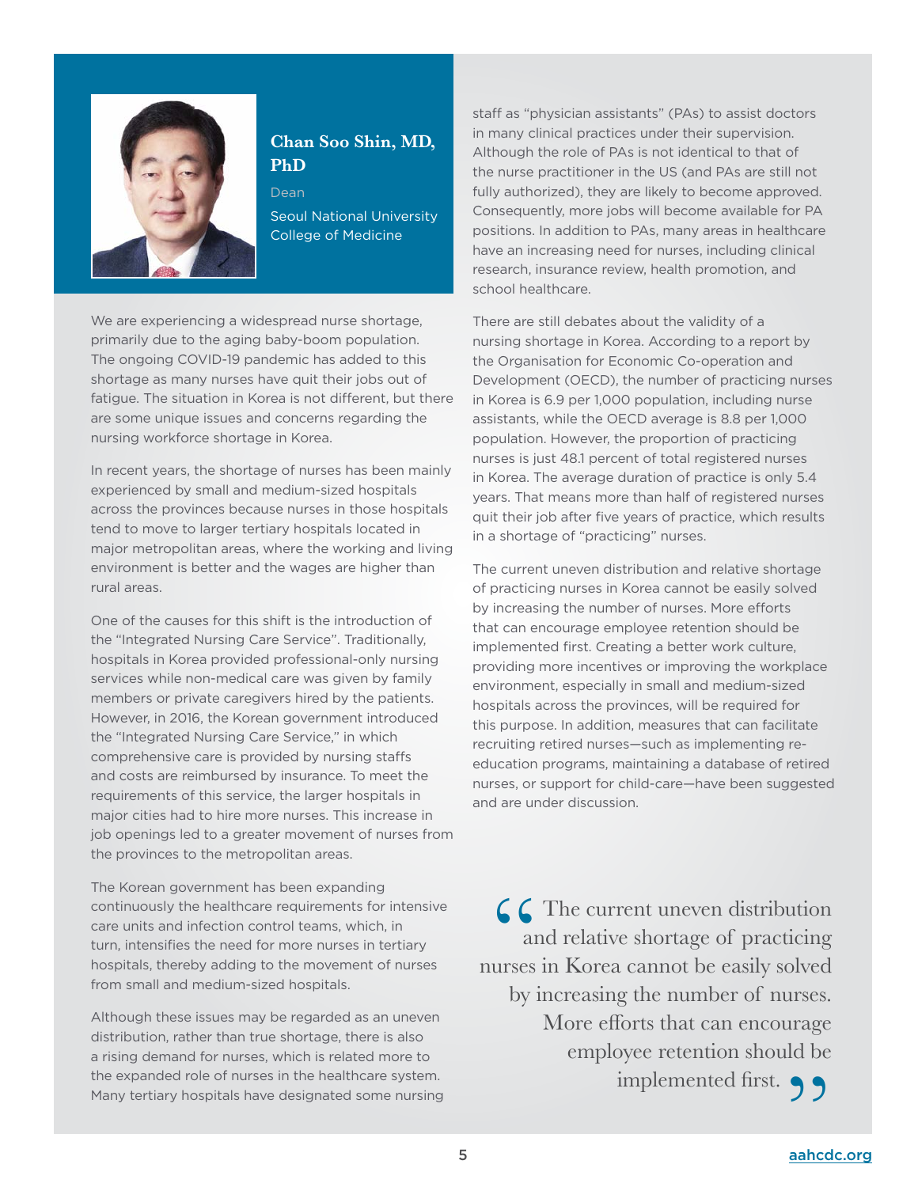**Chan Soo Shin, MD, PhD**

Dean

Seoul National University College of Medicine

We are experiencing a widespread nurse shortage, primarily due to the aging baby-boom population. The ongoing COVID-19 pandemic has added to this shortage as many nurses have quit their jobs out of fatigue. The situation in Korea is not different, but there are some unique issues and concerns regarding the nursing workforce shortage in Korea.

In recent years, the shortage of nurses has been mainly experienced by small and medium-sized hospitals across the provinces because nurses in those hospitals tend to move to larger tertiary hospitals located in major metropolitan areas, where the working and living environment is better and the wages are higher than rural areas.

One of the causes for this shift is the introduction of the "Integrated Nursing Care Service". Traditionally, hospitals in Korea provided professional-only nursing services while non-medical care was given by family members or private caregivers hired by the patients. However, in 2016, the Korean government introduced the "Integrated Nursing Care Service," in which comprehensive care is provided by nursing staffs and costs are reimbursed by insurance. To meet the requirements of this service, the larger hospitals in major cities had to hire more nurses. This increase in job openings led to a greater movement of nurses from the provinces to the metropolitan areas.

The Korean government has been expanding continuously the healthcare requirements for intensive care units and infection control teams, which, in turn, intensifies the need for more nurses in tertiary hospitals, thereby adding to the movement of nurses from small and medium-sized hospitals.

Although these issues may be regarded as an uneven distribution, rather than true shortage, there is also a rising demand for nurses, which is related more to the expanded role of nurses in the healthcare system. Many tertiary hospitals have designated some nursing staff as "physician assistants" (PAs) to assist doctors in many clinical practices under their supervision. Although the role of PAs is not identical to that of the nurse practitioner in the US (and PAs are still not fully authorized), they are likely to become approved. Consequently, more jobs will become available for PA positions. In addition to PAs, many areas in healthcare have an increasing need for nurses, including clinical research, insurance review, health promotion, and school healthcare.

There are still debates about the validity of a nursing shortage in Korea. According to a report by the Organisation for Economic Co-operation and Development (OECD), the number of practicing nurses in Korea is 6.9 per 1,000 population, including nurse assistants, while the OECD average is 8.8 per 1,000 population. However, the proportion of practicing nurses is just 48.1 percent of total registered nurses in Korea. The average duration of practice is only 5.4 years. That means more than half of registered nurses quit their job after five years of practice, which results in a shortage of "practicing" nurses.

The current uneven distribution and relative shortage of practicing nurses in Korea cannot be easily solved by increasing the number of nurses. More efforts that can encourage employee retention should be implemented first. Creating a better work culture, providing more incentives or improving the workplace environment, especially in small and medium-sized hospitals across the provinces, will be required for this purpose. In addition, measures that can facilitate recruiting retired nurses—such as implementing re-education programs, maintaining a database of retired nurses, or support for child-care—have been suggested and are under discussion.

> "The current uneven distribution and relative shortage of practicing nurses in Korea cannot be easily solved by increasing the number of nurses. More efforts that can encourage employee retention should be implemented first."